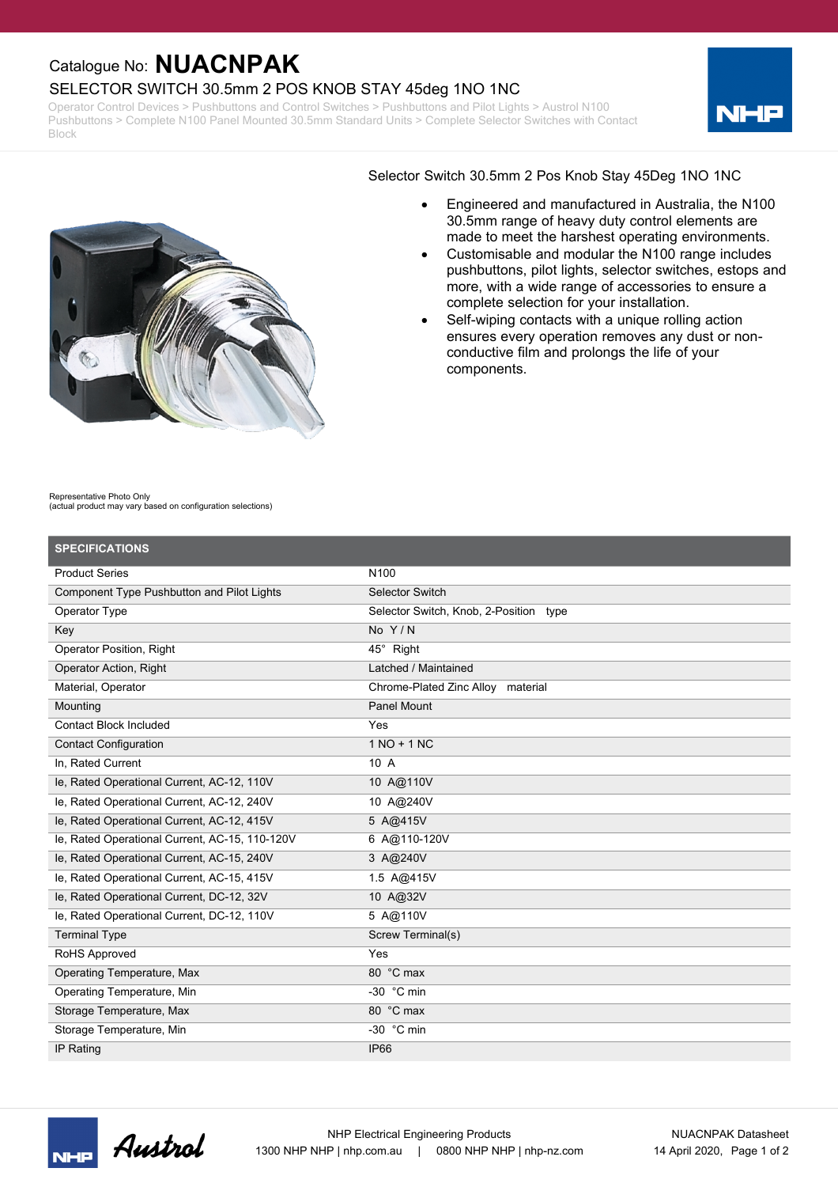Catalogue No: **NUACNPAK**

# SELECTOR SWITCH 30.5mm 2 POS KNOB STAY 45deg 1NO 1NC

Operator Control Devices > Pushbuttons and Control Switches > Pushbuttons and Pilot Lights > Austrol N100 Pushbuttons > Complete N100 Panel Mounted 30.5mm Standard Units > Complete Selector Switches with Contact Block

Selector Switch 30.5mm 2 Pos Knob Stay 45Deg 1NO 1NC

- Engineered and manufactured in Australia, the N100 30.5mm range of heavy duty control elements are made to meet the harshest operating environments.
- Customisable and modular the N100 range includes pushbuttons, pilot lights, selector switches, estops and more, with a wide range of accessories to ensure a complete selection for your installation.
- Self-wiping contacts with a unique rolling action ensures every operation removes any dust or non-conductive film and prolongs the life of your components.

Representative Photo Only
(actual product may vary based on configuration selections)

## SPECIFICATIONS

| | |
|---|---|
| Product Series | N100 |
| Component Type Pushbutton and Pilot Lights | Selector Switch |
| Operator Type | Selector Switch, Knob, 2-Position type |
| Key | No Y / N |
| Operator Position, Right | 45° Right |
| Operator Action, Right | Latched / Maintained |
| Material, Operator | Chrome-Plated Zinc Alloy material |
| Mounting | Panel Mount |
| Contact Block Included | Yes |
| Contact Configuration | 1 NO + 1 NC |
| In, Rated Current | 10 A |
| Ie, Rated Operational Current, AC-12, 110V | 10 A@110V |
| Ie, Rated Operational Current, AC-12, 240V | 10 A@240V |
| Ie, Rated Operational Current, AC-12, 415V | 5 A@415V |
| Ie, Rated Operational Current, AC-15, 110-120V | 6 A@110-120V |
| Ie, Rated Operational Current, AC-15, 240V | 3 A@240V |
| Ie, Rated Operational Current, AC-15, 415V | 1.5 A@415V |
| Ie, Rated Operational Current, DC-12, 32V | 10 A@32V |
| Ie, Rated Operational Current, DC-12, 110V | 5 A@110V |
| Terminal Type | Screw Terminal(s) |
| RoHS Approved | Yes |
| Operating Temperature, Max | 80 °C max |
| Operating Temperature, Min | -30 °C min |
| Storage Temperature, Max | 80 °C max |
| Storage Temperature, Min | -30 °C min |
| IP Rating | IP66 |

NHP Electrical Engineering Products
1300 NHP NHP | nhp.com.au | 0800 NHP NHP | nhp-nz.com

NUACNPAK Datasheet
14 April 2020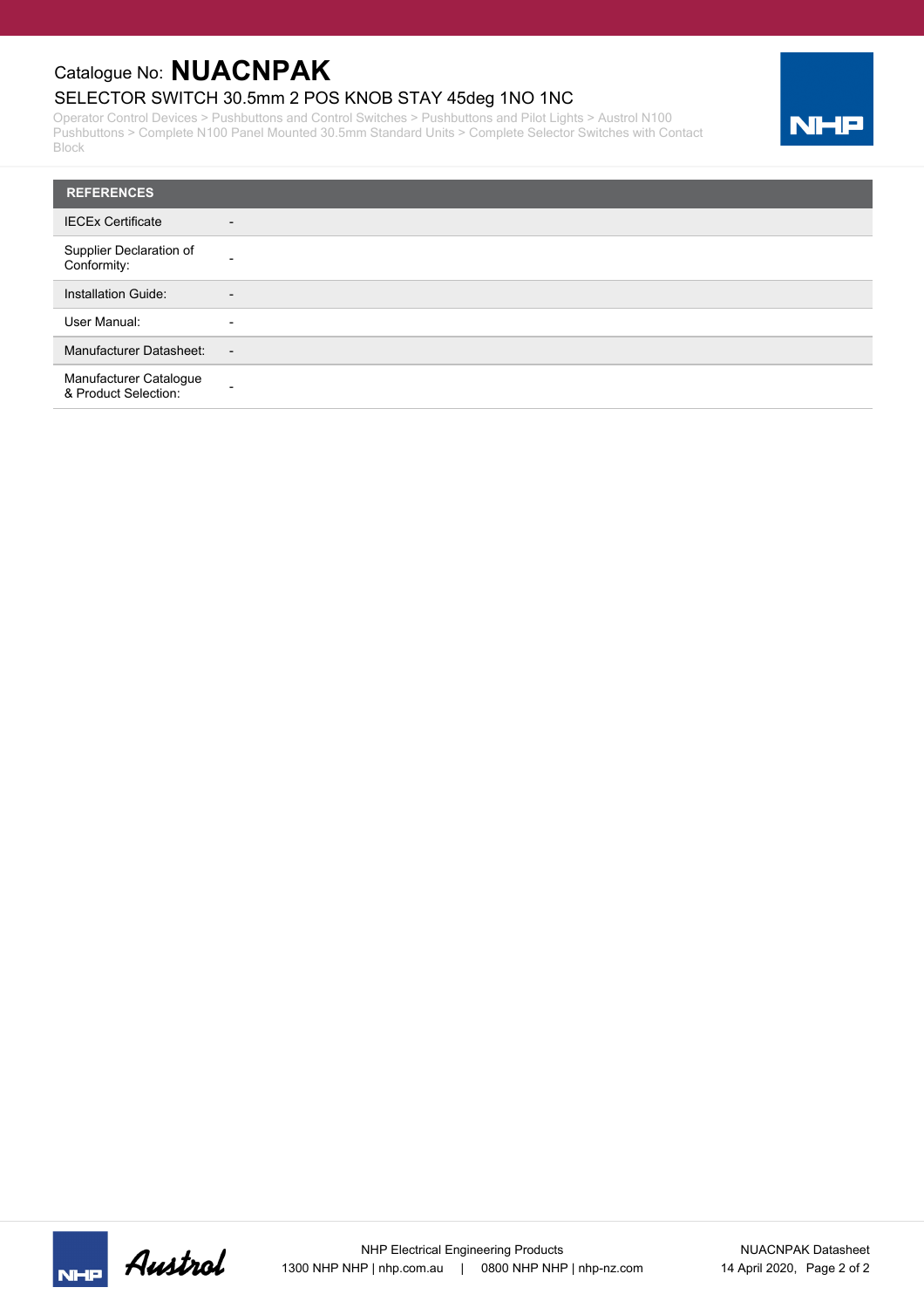Catalogue No: **NUACNPAK**

SELECTOR SWITCH 30.5mm 2 POS KNOB STAY 45deg 1NO 1NC

Operator Control Devices > Pushbuttons and Control Switches > Pushbuttons and Pilot Lights > Austrol N100 Pushbuttons > Complete N100 Panel Mounted 30.5mm Standard Units > Complete Selector Switches with Contact Block

| REFERENCES | |
|---|---|
| IECEx Certificate | - |
| Supplier Declaration of Conformity: | - |
| Installation Guide: | - |
| User Manual: | - |
| Manufacturer Datasheet: | - |
| Manufacturer Catalogue & Product Selection: | - |

NHP Electrical Engineering Products
1300 NHP NHP | nhp.com.au | 0800 NHP NHP | nhp-nz.com

NUACNPAK Datasheet
14 April 2020,